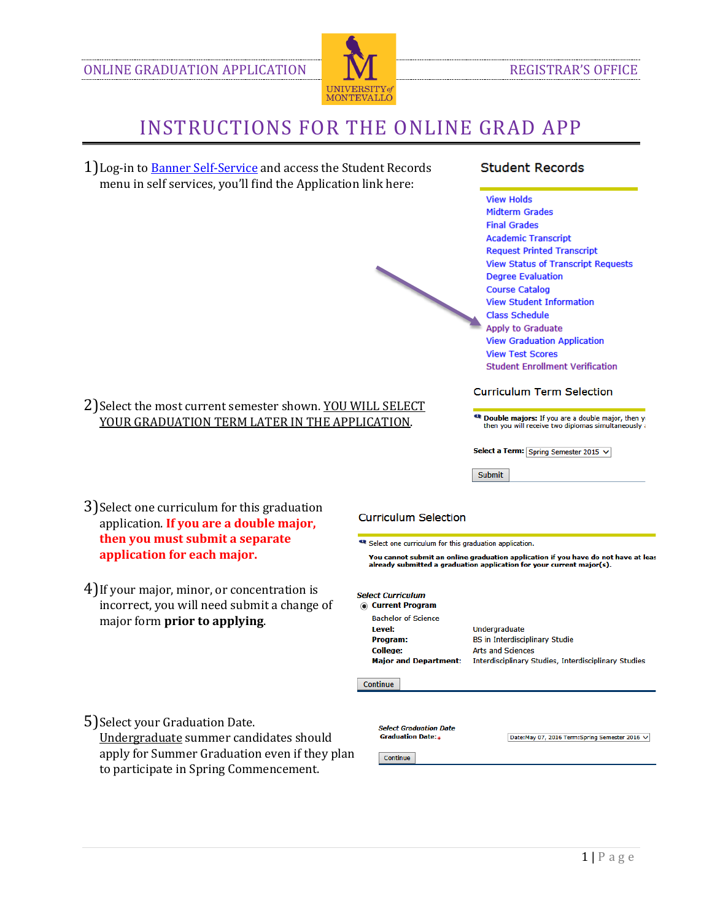ONLINE GRADUATION APPLICATION REGISTRAR'S OFFICE

# INSTRUCTIONS FOR THE ONLINE GRAD APP

1) Log-in to Banner Self-Service and access the Student Records menu in self services, you'll find the Application link here:

**Student Records**

- View Holds
- Midterm Grades
- Final Grades
- Academic Transcript
- Request Printed Transcript
- View Status of Transcript Requests
- Degree Evaluation
- Course Catalog
- View Student Information
- Class Schedule
- Apply to Graduate
- View Graduation Application
- View Test Scores
- Student Enrollment Verification

2) Select the most current semester shown. YOU WILL SELECT YOUR GRADUATION TERM LATER IN THE APPLICATION.

**Curriculum Term Selection**

**Double majors:** If you are a double major, then y then you will receive two diplomas simultaneously

**Select a Term:** Spring Semester 2015

Submit

3) Select one curriculum for this graduation application. **If you are a double major, then you must submit a separate application for each major.**

4) If your major, minor, or concentration is incorrect, you will need submit a change of major form **prior to applying**.

**Curriculum Selection**

Select one curriculum for this graduation application.

**You cannot submit an online graduation application if you have do not have at leas already submitted a graduation application for your current major(s).**

*Select Curriculum*

**Current Program**

Bachelor of Science

| | |
|---|---|
| **Level:** | Undergraduate |
| **Program:** | BS in Interdisciplinary Studie |
| **College:** | Arts and Sciences |
| **Major and Department:** | Interdisciplinary Studies, Interdisciplinary Studies |

Continue

5) Select your Graduation Date. Undergraduate summer candidates should apply for Summer Graduation even if they plan to participate in Spring Commencement.

*Select Graduation Date*

**Graduation Date:** * Date:May 07, 2016 Term:Spring Semester 2016

Continue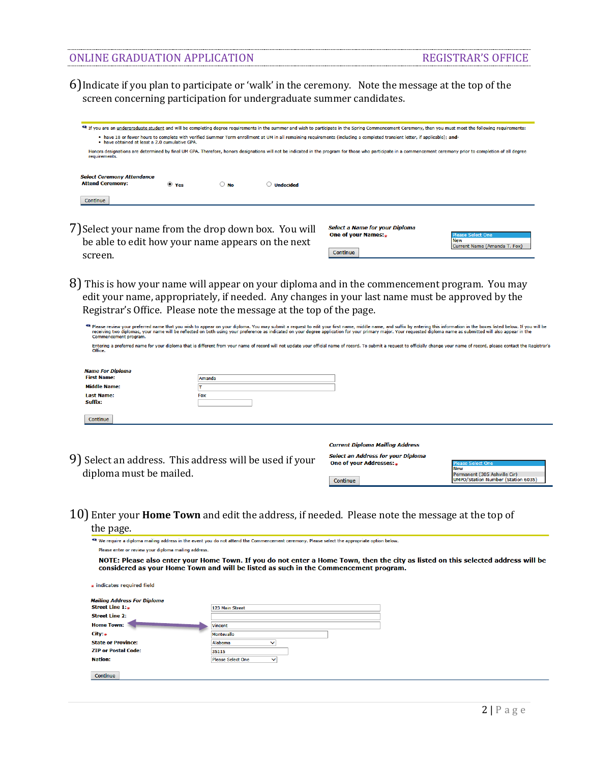6) Indicate if you plan to participate or 'walk' in the ceremony. Note the message at the top of the screen concerning participation for undergraduate summer candidates.

If you are an undergraduate student and will be completing degree requirements in the summer and wish to participate in the Spring Commencement Ceremony, then you must meet the following requirements:

- have 18 or fewer hours to complete with verified Summer Term enrollment at UM in all remaining requirements (including a completed transient letter, if applicable); **and**
- have obtained at least a 2.0 cumulative GPA.

Honors designations are determined by final UM GPA. Therefore, honors designations will not be indicated in the program for those who participate in a commencement ceremony prior to completion of all degree requirements.

*Select Ceremony Attendance*
**Attend Ceremony:** ◉ Yes ○ No ○ Undecided

Continue

7) Select your name from the drop down box. You will be able to edit how your name appears on the next screen.

*Select a Name for your Diploma*
**One of your Names:** *
Please Select One
New
Current Name (Amanda T. Fox)

Continue

8) This is how your name will appear on your diploma and in the commencement program. You may edit your name, appropriately, if needed. Any changes in your last name must be approved by the Registrar's Office. Please note the message at the top of the page.

Please review your preferred name that you wish to appear on your diploma. You may submit a request to edit your first name, middle name, and suffix by entering this information in the boxes listed below. If you will be receiving two diplomas, your name will be reflected on both using your preference as indicated on your degree application for your primary major. Your requested diploma name as submitted will also appear in the Commencement program.

Entering a preferred name for your diploma that is different from your name of record will not update your official name of record. To submit a request to officially change your name of record, please contact the Registrar's Office.

*Name For Diploma*
**First Name:** Amanda
**Middle Name:** T
**Last Name:** Fox
**Suffix:**

Continue

9) Select an address. This address will be used if your diploma must be mailed.

*Current Diploma Mailing Address*

*Select an Address for your Diploma*
**One of your Addresses:** *
Please Select One
New
Permanent (305 Ashville Cir)
UMPO/Station Number (Station 6035)

Continue

10) Enter your **Home Town** and edit the address, if needed. Please note the message at the top of the page.

We require a diploma mailing address in the event you do not attend the Commencement ceremony. Please select the appropriate option below.

Please enter or review your diploma mailing address.

**NOTE: Please also enter your Home Town. If you do not enter a Home Town, then the city as listed on this selected address will be considered as your Home Town and will be listed as such in the Commencement program.**

\* indicates required field

*Mailing Address For Diploma*
**Street Line 1:** * 123 Main Street
**Street Line 2:**
**Home Town:** Vincent
**City:** * Montevallo
**State or Province:** Alabama
**ZIP or Postal Code:** 35115
**Nation:** Please Select One

Continue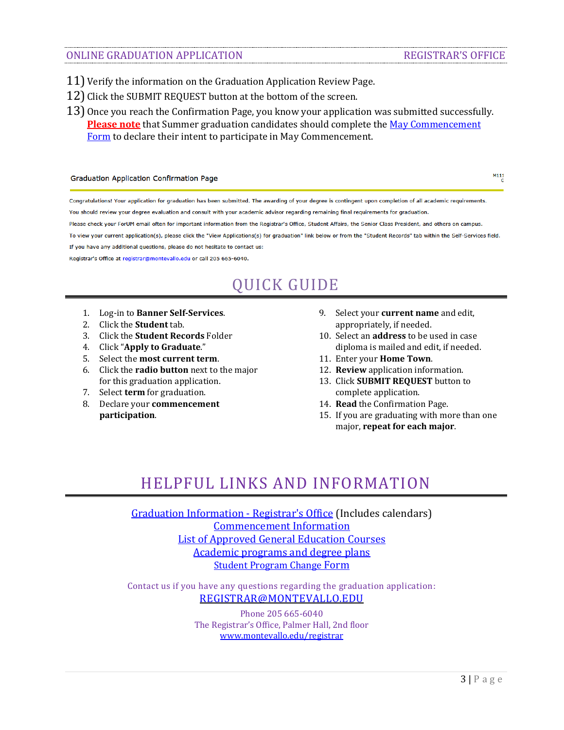11) Verify the information on the Graduation Application Review Page.

12) Click the SUBMIT REQUEST button at the bottom of the screen.

13) Once you reach the Confirmation Page, you know your application was submitted successfully. **Please note** that Summer graduation candidates should complete the May Commencement Form to declare their intent to participate in May Commencement.

Graduation Application Confirmation Page

M111
C

Congratulations! Your application for graduation has been submitted. The awarding of your degree is contingent upon completion of all academic requirements.

You should review your degree evaluation and consult with your academic advisor regarding remaining final requirements for graduation.

Please check your ForUM email often for important information from the Registrar's Office, Student Affairs, the Senior Class President, and others on campus.

To view your current application(s), please click the "View Applications(s) for graduation" link below or from the "Student Records" tab within the Self-Services field.

If you have any additional questions, please do not hesitate to contact us:

Registrar's Office at registrar@montevallo.edu or call 205 665-6040.

# QUICK GUIDE

1. Log-in to **Banner Self-Services**.
2. Click the **Student** tab.
3. Click the **Student Records** Folder
4. Click "**Apply to Graduate**."
5. Select the **most current term**.
6. Click the **radio button** next to the major for this graduation application.
7. Select **term** for graduation.
8. Declare your **commencement participation**.
9. Select your **current name** and edit, appropriately, if needed.
10. Select an **address** to be used in case diploma is mailed and edit, if needed.
11. Enter your **Home Town**.
12. **Review** application information.
13. Click **SUBMIT REQUEST** button to complete application.
14. **Read** the Confirmation Page.
15. If you are graduating with more than one major, **repeat for each major**.

# HELPFUL LINKS AND INFORMATION

Graduation Information - Registrar's Office (Includes calendars)

Commencement Information

List of Approved General Education Courses

Academic programs and degree plans

Student Program Change Form

Contact us if you have any questions regarding the graduation application:

REGISTRAR@MONTEVALLO.EDU

Phone 205 665-6040

The Registrar's Office, Palmer Hall, 2nd floor

www.montevallo.edu/registrar